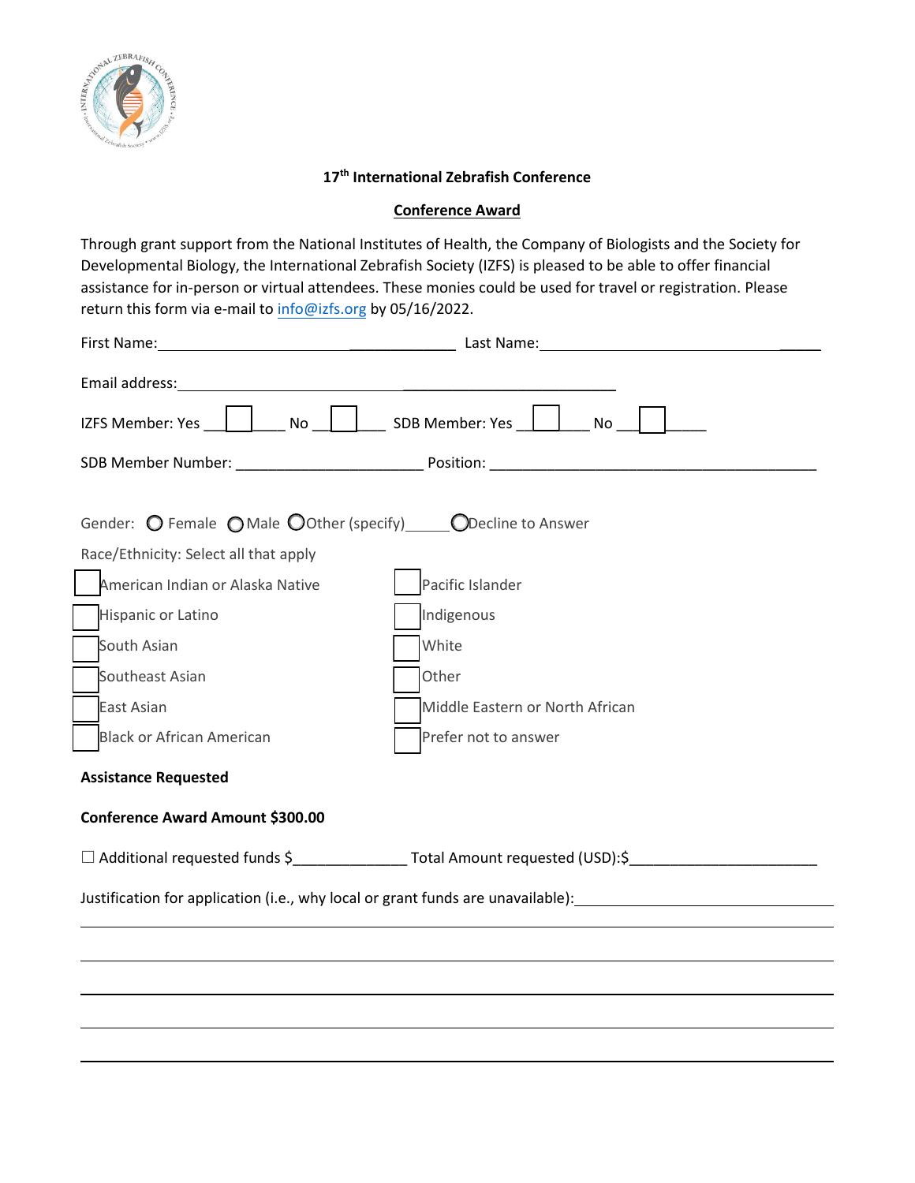**17th International Zebrafish Conference**

**Conference Award**

Through grant support from the National Institutes of Health, the Company of Biologists and the Society for Developmental Biology, the International Zebrafish Society (IZFS) is pleased to be able to offer financial assistance for in-person or virtual attendees. These monies could be used for travel or registration. Please return this form via e-mail to info@izfs.org by 05/16/2022.

First Name: _______________________ Last Name: _______________________

Email address: _______________________

IZFS Member: Yes ☐ No ☐ SDB Member: Yes ☐ No ☐

SDB Member Number: _______________________ Position: _______________________

Gender: ○ Female ○ Male ○ Other (specify)_____ ○ Decline to Answer

Race/Ethnicity: Select all that apply

☐ American Indian or Alaska Native

☐ Hispanic or Latino

☐ South Asian

☐ Southeast Asian

☐ East Asian

☐ Black or African American

☐ Pacific Islander

☐ Indigenous

☐ White

☐ Other

☐ Middle Eastern or North African

☐ Prefer not to answer

**Assistance Requested**

**Conference Award Amount $300.00**

☐ Additional requested funds $______________ Total Amount requested (USD):$_______________________

Justification for application (i.e., why local or grant funds are unavailable): _______________________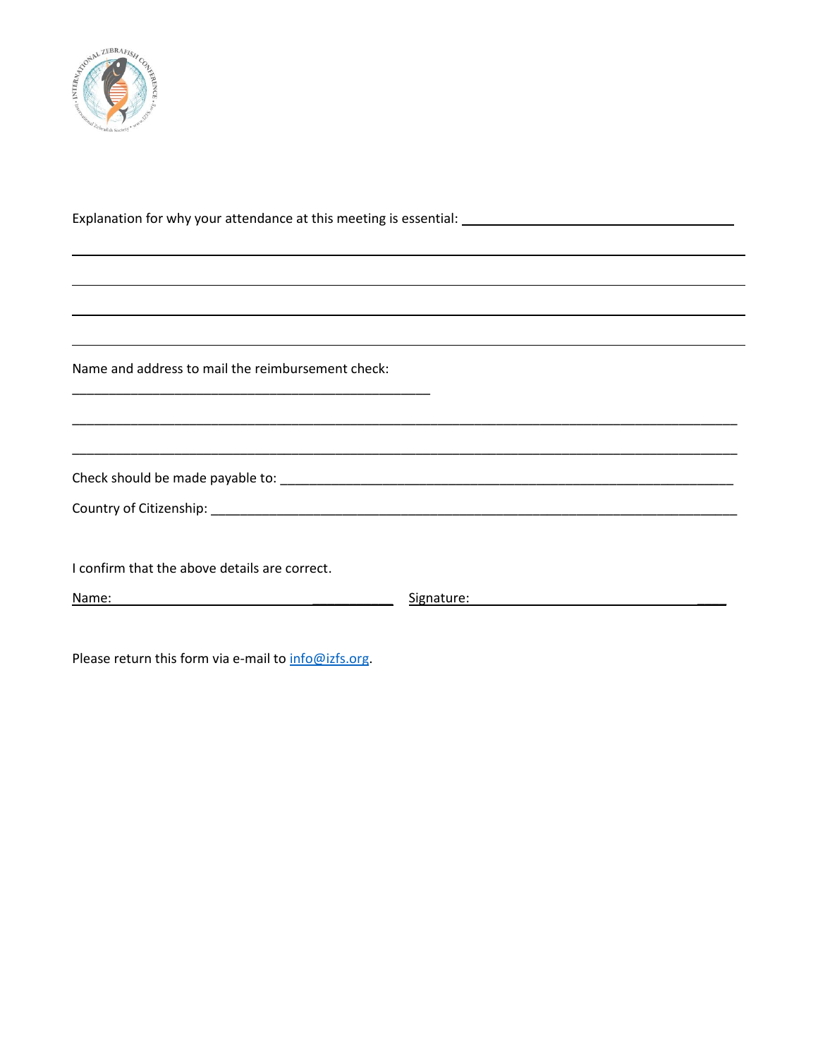Explanation for why your attendance at this meeting is essential: ______________________________________

______________________________________________________________________________________________

______________________________________________________________________________________________

______________________________________________________________________________________________

______________________________________________________________________________________________

Name and address to mail the reimbursement check:

___________________________________________________

______________________________________________________________________________________________

______________________________________________________________________________________________

Check should be made payable to: _________________________________________________________________

Country of Citizenship: ___________________________________________________________________________

I confirm that the above details are correct.

Name: ______________________________________ Signature: ______________________________________

Please return this form via e-mail to info@izfs.org.